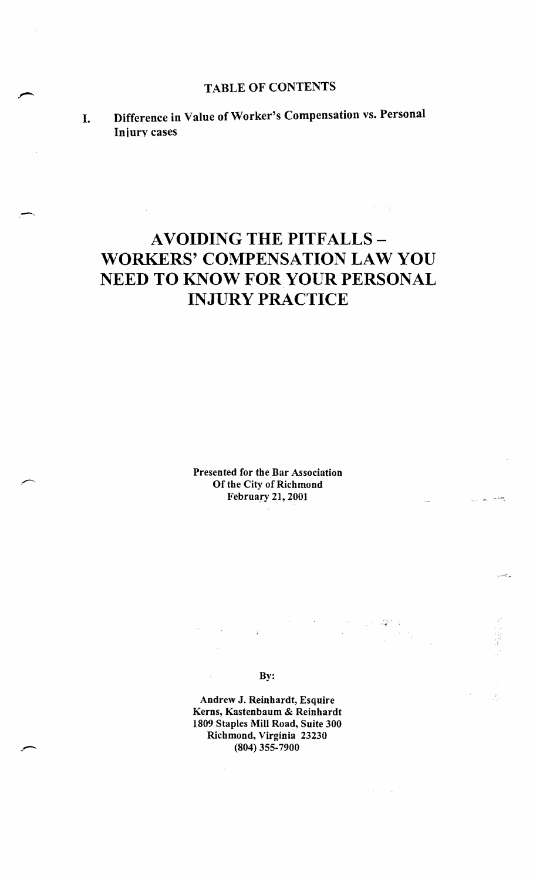## TABLE OF CONTENTS

I. **Difference in Value of Worker's Compensation vs. Personal Injury cases**

# AVOIDING THE PITFALLS – WORKERS' COMPENSATION LAW YOU NEED TO KNOW FOR YOUR PERSONAL INJURY PRACTICE

**Presented for the Bar Association**
**Of the City of Richmond**
**February 21, 2001**

**By:**

**Andrew J. Reinhardt, Esquire**
**Kerns, Kastenbaum & Reinhardt**
**1809 Staples Mill Road, Suite 300**
**Richmond, Virginia 23230**
**(804) 355-7900**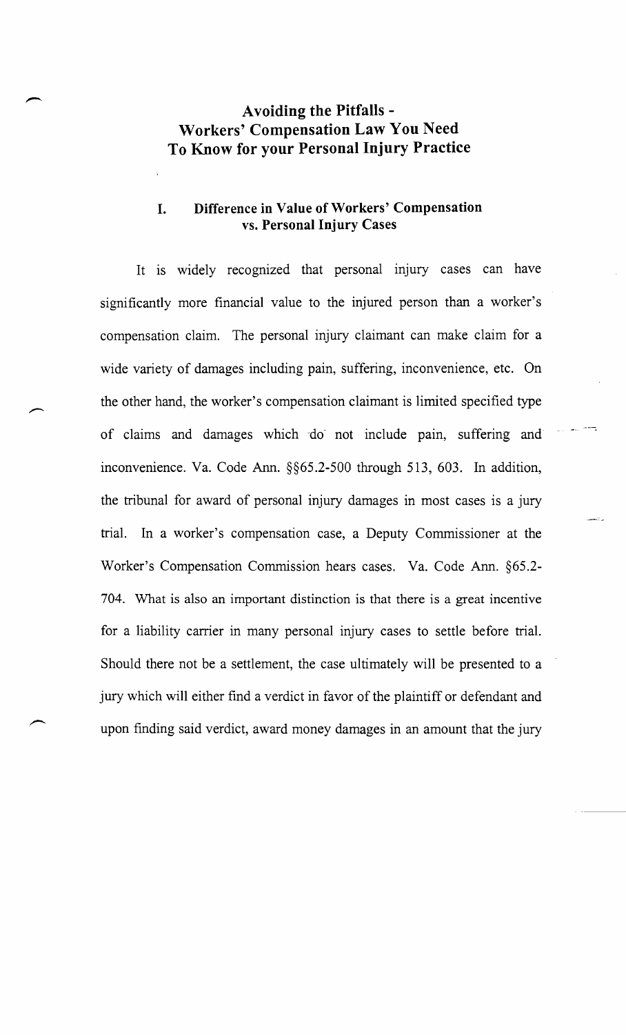# Avoiding the Pitfalls - Workers' Compensation Law You Need To Know for your Personal Injury Practice

## I. Difference in Value of Workers' Compensation vs. Personal Injury Cases

It is widely recognized that personal injury cases can have significantly more financial value to the injured person than a worker's compensation claim. The personal injury claimant can make claim for a wide variety of damages including pain, suffering, inconvenience, etc. On the other hand, the worker's compensation claimant is limited specified type of claims and damages which do not include pain, suffering and inconvenience. Va. Code Ann. §§65.2-500 through 513, 603. In addition, the tribunal for award of personal injury damages in most cases is a jury trial. In a worker's compensation case, a Deputy Commissioner at the Worker's Compensation Commission hears cases. Va. Code Ann. §65.2-704. What is also an important distinction is that there is a great incentive for a liability carrier in many personal injury cases to settle before trial. Should there not be a settlement, the case ultimately will be presented to a jury which will either find a verdict in favor of the plaintiff or defendant and upon finding said verdict, award money damages in an amount that the jury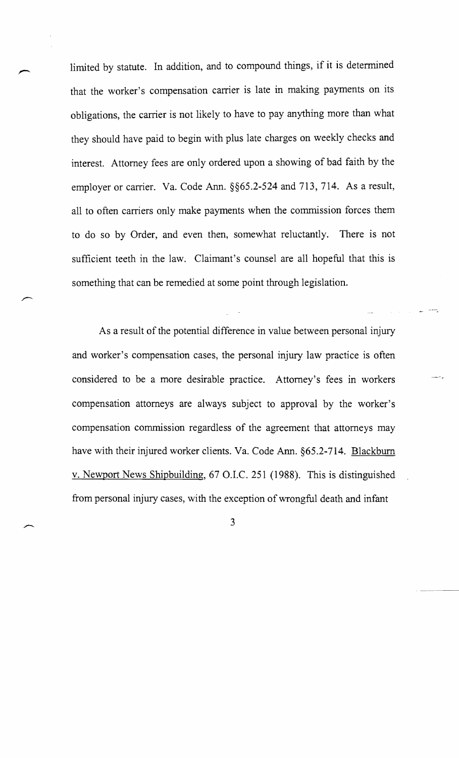limited by statute. In addition, and to compound things, if it is determined that the worker's compensation carrier is late in making payments on its obligations, the carrier is not likely to have to pay anything more than what they should have paid to begin with plus late charges on weekly checks and interest. Attorney fees are only ordered upon a showing of bad faith by the employer or carrier. Va. Code Ann. §§65.2-524 and 713, 714. As a result, all to often carriers only make payments when the commission forces them to do so by Order, and even then, somewhat reluctantly. There is not sufficient teeth in the law. Claimant's counsel are all hopeful that this is something that can be remedied at some point through legislation.

As a result of the potential difference in value between personal injury and worker's compensation cases, the personal injury law practice is often considered to be a more desirable practice. Attorney's fees in workers compensation attorneys are always subject to approval by the worker's compensation commission regardless of the agreement that attorneys may have with their injured worker clients. Va. Code Ann. §65.2-714. Blackburn v. Newport News Shipbuilding, 67 O.I.C. 251 (1988). This is distinguished from personal injury cases, with the exception of wrongful death and infant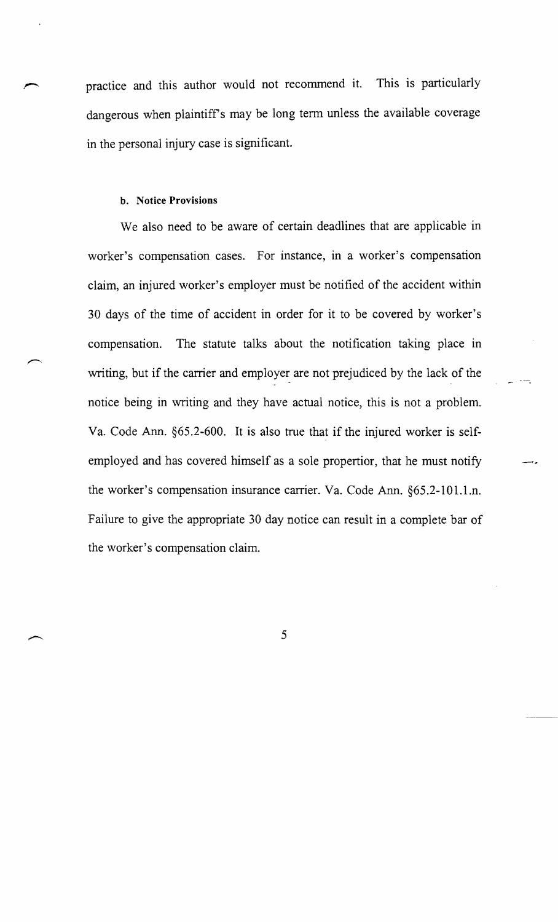practice and this author would not recommend it. This is particularly dangerous when plaintiff's may be long term unless the available coverage in the personal injury case is significant.

### b. Notice Provisions

We also need to be aware of certain deadlines that are applicable in worker's compensation cases. For instance, in a worker's compensation claim, an injured worker's employer must be notified of the accident within 30 days of the time of accident in order for it to be covered by worker's compensation. The statute talks about the notification taking place in writing, but if the carrier and employer are not prejudiced by the lack of the notice being in writing and they have actual notice, this is not a problem. Va. Code Ann. §65.2-600. It is also true that if the injured worker is self-employed and has covered himself as a sole propertior, that he must notify the worker's compensation insurance carrier. Va. Code Ann. §65.2-101.1.n. Failure to give the appropriate 30 day notice can result in a complete bar of the worker's compensation claim.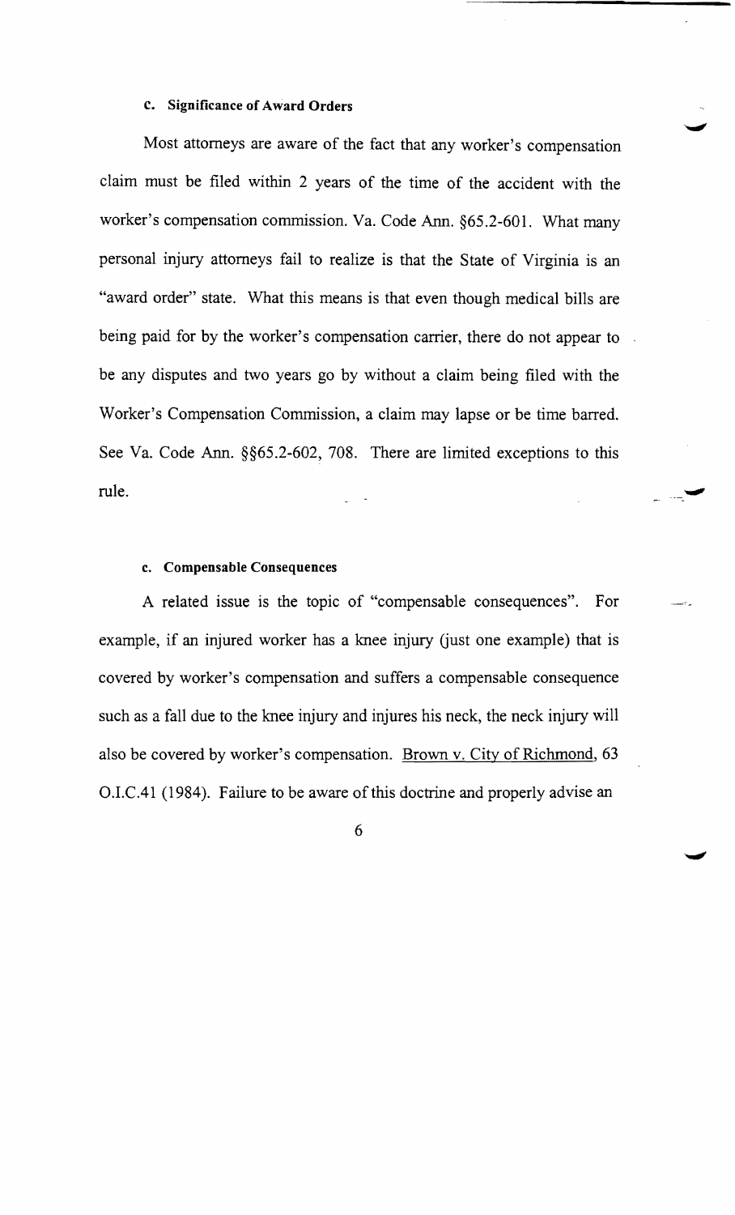### c. Significance of Award Orders

Most attorneys are aware of the fact that any worker's compensation claim must be filed within 2 years of the time of the accident with the worker's compensation commission. Va. Code Ann. §65.2-601. What many personal injury attorneys fail to realize is that the State of Virginia is an "award order" state. What this means is that even though medical bills are being paid for by the worker's compensation carrier, there do not appear to be any disputes and two years go by without a claim being filed with the Worker's Compensation Commission, a claim may lapse or be time barred. See Va. Code Ann. §§65.2-602, 708. There are limited exceptions to this rule.

### c. Compensable Consequences

A related issue is the topic of "compensable consequences". For example, if an injured worker has a knee injury (just one example) that is covered by worker's compensation and suffers a compensable consequence such as a fall due to the knee injury and injures his neck, the neck injury will also be covered by worker's compensation. Brown v. City of Richmond, 63 O.I.C.41 (1984). Failure to be aware of this doctrine and properly advise an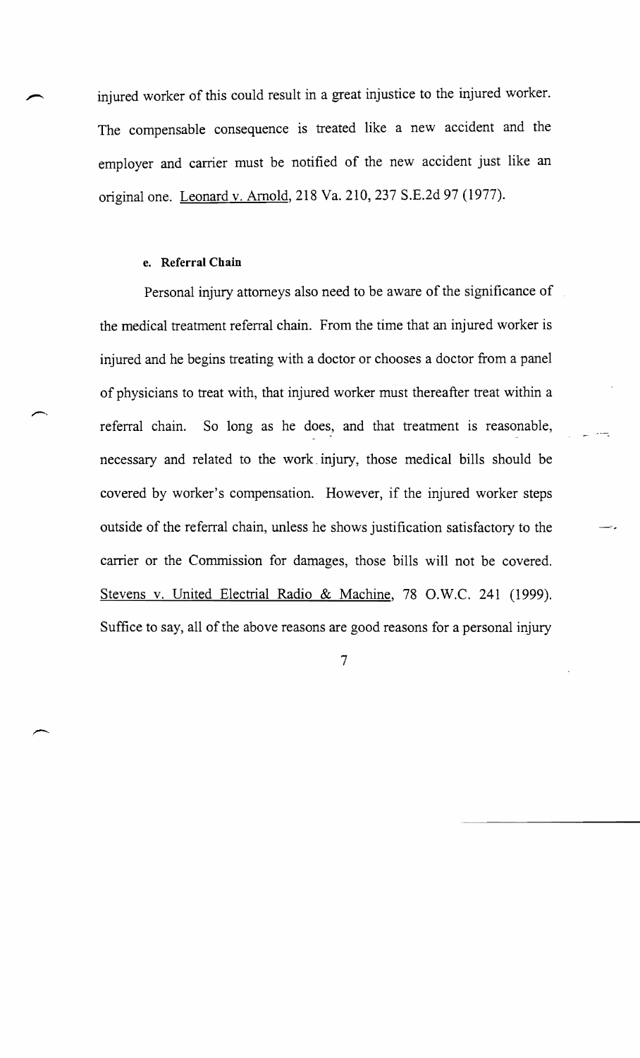injured worker of this could result in a great injustice to the injured worker. The compensable consequence is treated like a new accident and the employer and carrier must be notified of the new accident just like an original one. Leonard v. Arnold, 218 Va. 210, 237 S.E.2d 97 (1977).

#### e. Referral Chain

Personal injury attorneys also need to be aware of the significance of the medical treatment referral chain. From the time that an injured worker is injured and he begins treating with a doctor or chooses a doctor from a panel of physicians to treat with, that injured worker must thereafter treat within a referral chain. So long as he does, and that treatment is reasonable, necessary and related to the work injury, those medical bills should be covered by worker's compensation. However, if the injured worker steps outside of the referral chain, unless he shows justification satisfactory to the carrier or the Commission for damages, those bills will not be covered. Stevens v. United Electrial Radio & Machine, 78 O.W.C. 241 (1999). Suffice to say, all of the above reasons are good reasons for a personal injury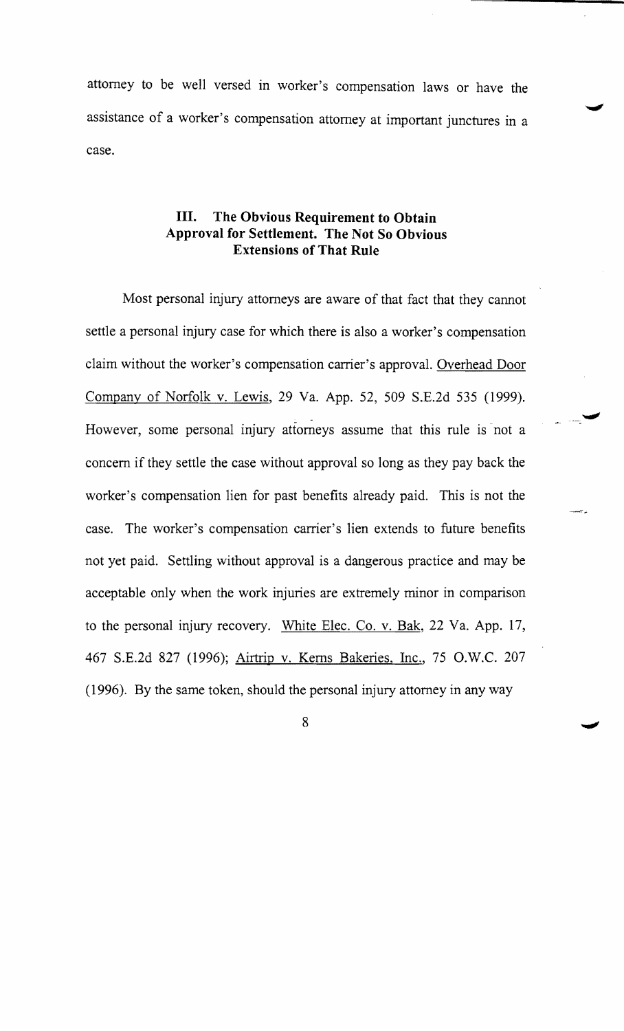attorney to be well versed in worker's compensation laws or have the assistance of a worker's compensation attorney at important junctures in a case.

### III. The Obvious Requirement to Obtain Approval for Settlement. The Not So Obvious Extensions of That Rule

Most personal injury attorneys are aware of that fact that they cannot settle a personal injury case for which there is also a worker's compensation claim without the worker's compensation carrier's approval. Overhead Door Company of Norfolk v. Lewis, 29 Va. App. 52, 509 S.E.2d 535 (1999). However, some personal injury attorneys assume that this rule is not a concern if they settle the case without approval so long as they pay back the worker's compensation lien for past benefits already paid. This is not the case. The worker's compensation carrier's lien extends to future benefits not yet paid. Settling without approval is a dangerous practice and may be acceptable only when the work injuries are extremely minor in comparison to the personal injury recovery. White Elec. Co. v. Bak, 22 Va. App. 17, 467 S.E.2d 827 (1996); Airtrip v. Kerns Bakeries, Inc., 75 O.W.C. 207 (1996). By the same token, should the personal injury attorney in any way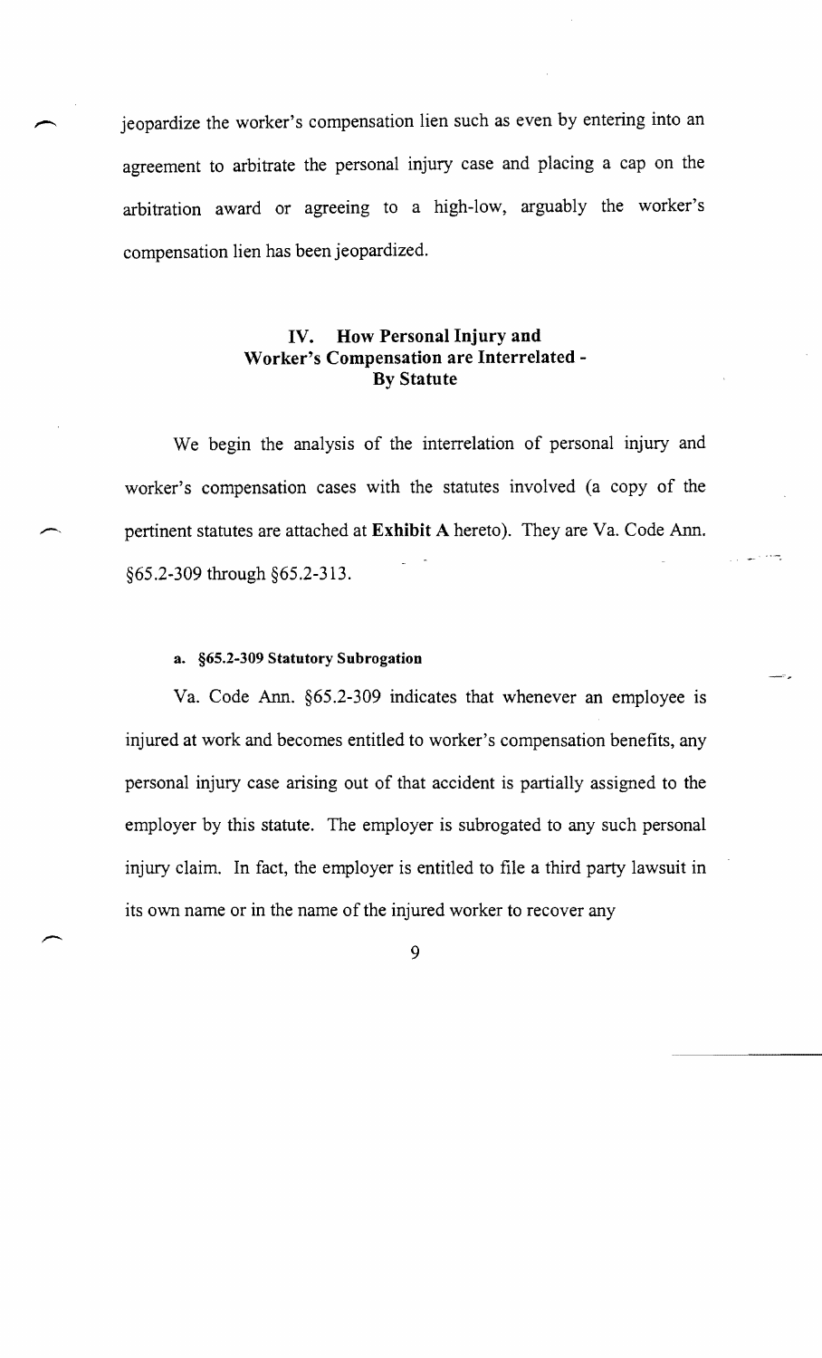jeopardize the worker's compensation lien such as even by entering into an agreement to arbitrate the personal injury case and placing a cap on the arbitration award or agreeing to a high-low, arguably the worker's compensation lien has been jeopardized.

## IV. How Personal Injury and Worker's Compensation are Interrelated - By Statute

We begin the analysis of the interrelation of personal injury and worker's compensation cases with the statutes involved (a copy of the pertinent statutes are attached at **Exhibit A** hereto). They are Va. Code Ann. §65.2-309 through §65.2-313.

### a. §65.2-309 Statutory Subrogation

Va. Code Ann. §65.2-309 indicates that whenever an employee is injured at work and becomes entitled to worker's compensation benefits, any personal injury case arising out of that accident is partially assigned to the employer by this statute. The employer is subrogated to any such personal injury claim. In fact, the employer is entitled to file a third party lawsuit in its own name or in the name of the injured worker to recover any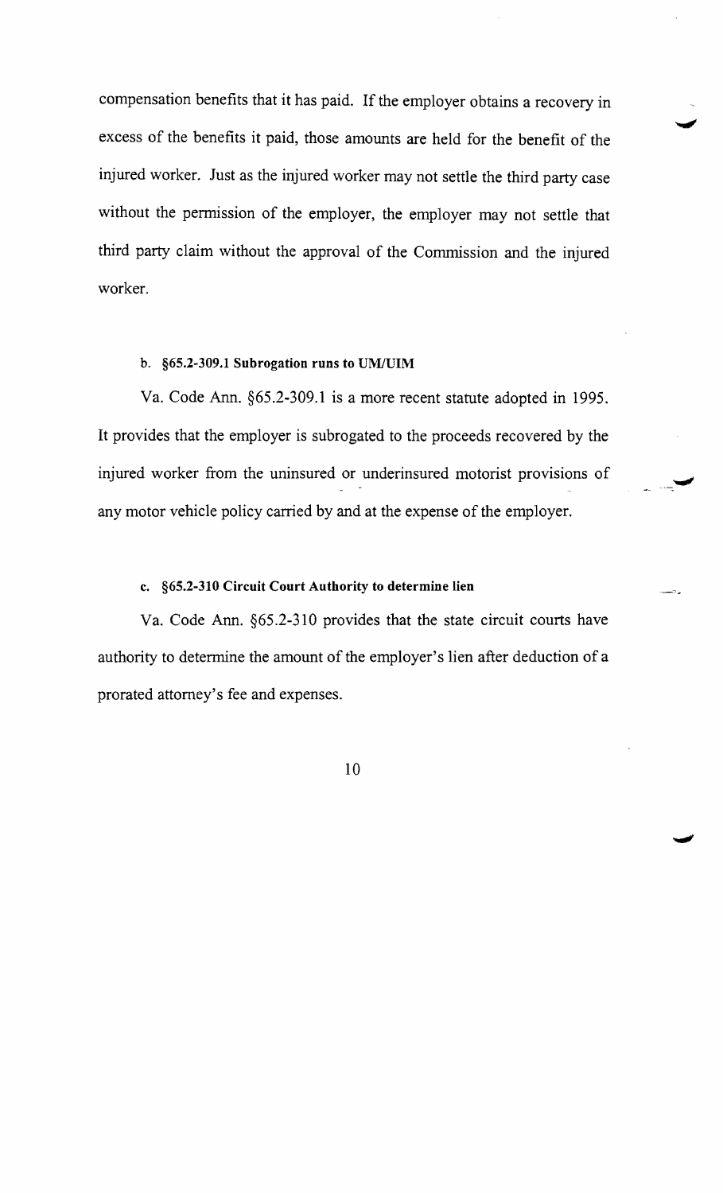compensation benefits that it has paid. If the employer obtains a recovery in excess of the benefits it paid, those amounts are held for the benefit of the injured worker. Just as the injured worker may not settle the third party case without the permission of the employer, the employer may not settle that third party claim without the approval of the Commission and the injured worker.

#### b. §65.2-309.1 Subrogation runs to UM/UIM

Va. Code Ann. §65.2-309.1 is a more recent statute adopted in 1995. It provides that the employer is subrogated to the proceeds recovered by the injured worker from the uninsured or underinsured motorist provisions of any motor vehicle policy carried by and at the expense of the employer.

#### c. §65.2-310 Circuit Court Authority to determine lien

Va. Code Ann. §65.2-310 provides that the state circuit courts have authority to determine the amount of the employer's lien after deduction of a prorated attorney's fee and expenses.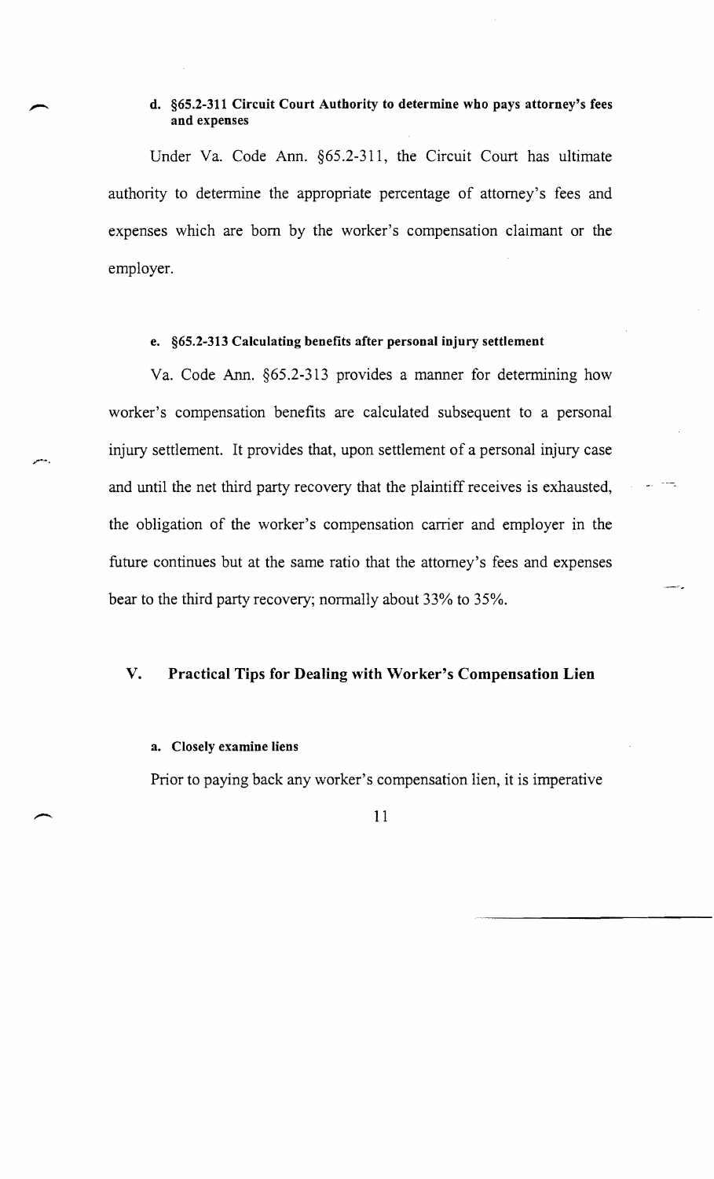#### d. §65.2-311 Circuit Court Authority to determine who pays attorney's fees and expenses

Under Va. Code Ann. §65.2-311, the Circuit Court has ultimate authority to determine the appropriate percentage of attorney's fees and expenses which are born by the worker's compensation claimant or the employer.

#### e. §65.2-313 Calculating benefits after personal injury settlement

Va. Code Ann. §65.2-313 provides a manner for determining how worker's compensation benefits are calculated subsequent to a personal injury settlement. It provides that, upon settlement of a personal injury case and until the net third party recovery that the plaintiff receives is exhausted, the obligation of the worker's compensation carrier and employer in the future continues but at the same ratio that the attorney's fees and expenses bear to the third party recovery; normally about 33% to 35%.

## V. Practical Tips for Dealing with Worker's Compensation Lien

#### a. Closely examine liens

Prior to paying back any worker's compensation lien, it is imperative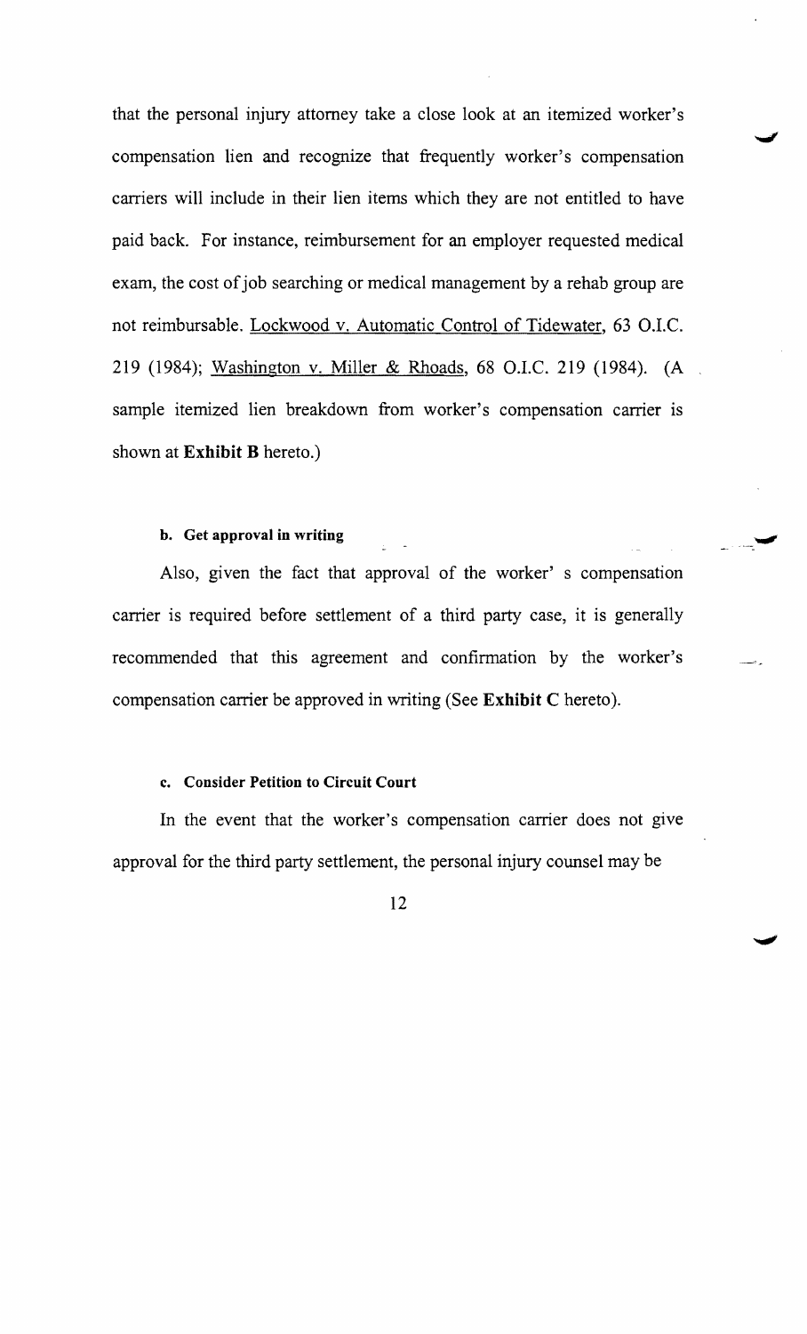that the personal injury attorney take a close look at an itemized worker's compensation lien and recognize that frequently worker's compensation carriers will include in their lien items which they are not entitled to have paid back. For instance, reimbursement for an employer requested medical exam, the cost of job searching or medical management by a rehab group are not reimbursable. Lockwood v. Automatic Control of Tidewater, 63 O.I.C. 219 (1984); Washington v. Miller & Rhoads, 68 O.I.C. 219 (1984). (A sample itemized lien breakdown from worker's compensation carrier is shown at **Exhibit B** hereto.)

#### b. Get approval in writing

Also, given the fact that approval of the worker' s compensation carrier is required before settlement of a third party case, it is generally recommended that this agreement and confirmation by the worker's compensation carrier be approved in writing (See **Exhibit C** hereto).

#### c. Consider Petition to Circuit Court

In the event that the worker's compensation carrier does not give approval for the third party settlement, the personal injury counsel may be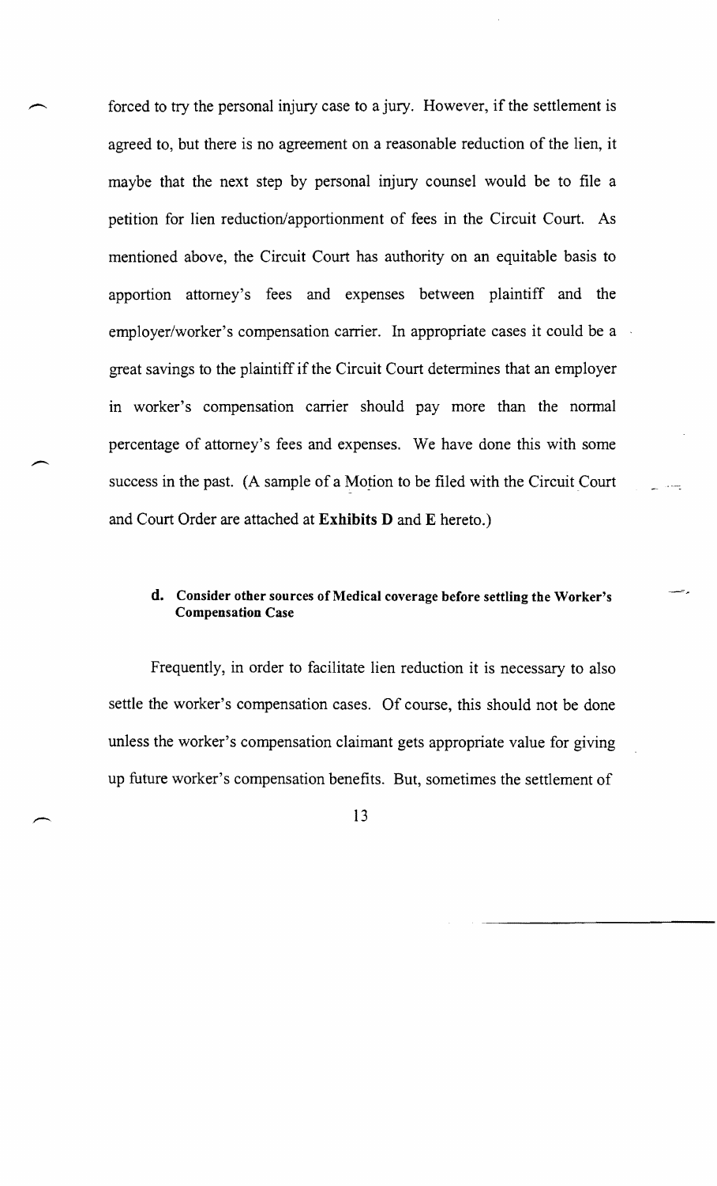forced to try the personal injury case to a jury. However, if the settlement is agreed to, but there is no agreement on a reasonable reduction of the lien, it maybe that the next step by personal injury counsel would be to file a petition for lien reduction/apportionment of fees in the Circuit Court. As mentioned above, the Circuit Court has authority on an equitable basis to apportion attorney's fees and expenses between plaintiff and the employer/worker's compensation carrier. In appropriate cases it could be a great savings to the plaintiff if the Circuit Court determines that an employer in worker's compensation carrier should pay more than the normal percentage of attorney's fees and expenses. We have done this with some success in the past. (A sample of a Motion to be filed with the Circuit Court and Court Order are attached at **Exhibits D** and **E** hereto.)

#### d. Consider other sources of Medical coverage before settling the Worker's Compensation Case

Frequently, in order to facilitate lien reduction it is necessary to also settle the worker's compensation cases. Of course, this should not be done unless the worker's compensation claimant gets appropriate value for giving up future worker's compensation benefits. But, sometimes the settlement of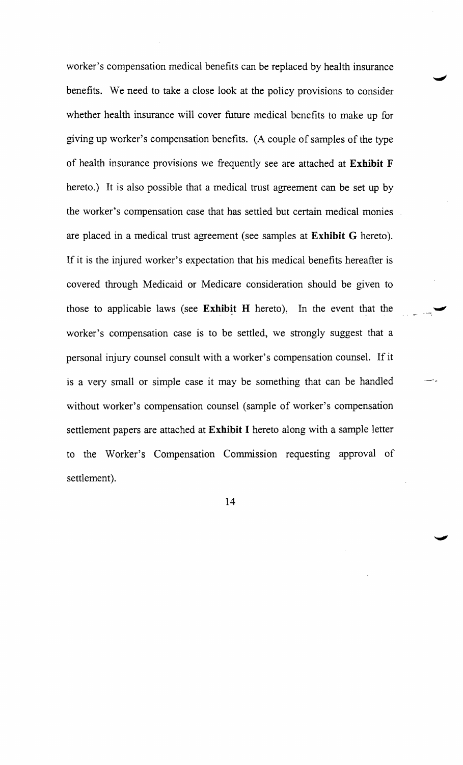worker's compensation medical benefits can be replaced by health insurance benefits. We need to take a close look at the policy provisions to consider whether health insurance will cover future medical benefits to make up for giving up worker's compensation benefits. (A couple of samples of the type of health insurance provisions we frequently see are attached at **Exhibit F** hereto.) It is also possible that a medical trust agreement can be set up by the worker's compensation case that has settled but certain medical monies are placed in a medical trust agreement (see samples at **Exhibit G** hereto). If it is the injured worker's expectation that his medical benefits hereafter is covered through Medicaid or Medicare consideration should be given to those to applicable laws (see **Exhibit H** hereto). In the event that the worker's compensation case is to be settled, we strongly suggest that a personal injury counsel consult with a worker's compensation counsel. If it is a very small or simple case it may be something that can be handled without worker's compensation counsel (sample of worker's compensation settlement papers are attached at **Exhibit I** hereto along with a sample letter to the Worker's Compensation Commission requesting approval of settlement).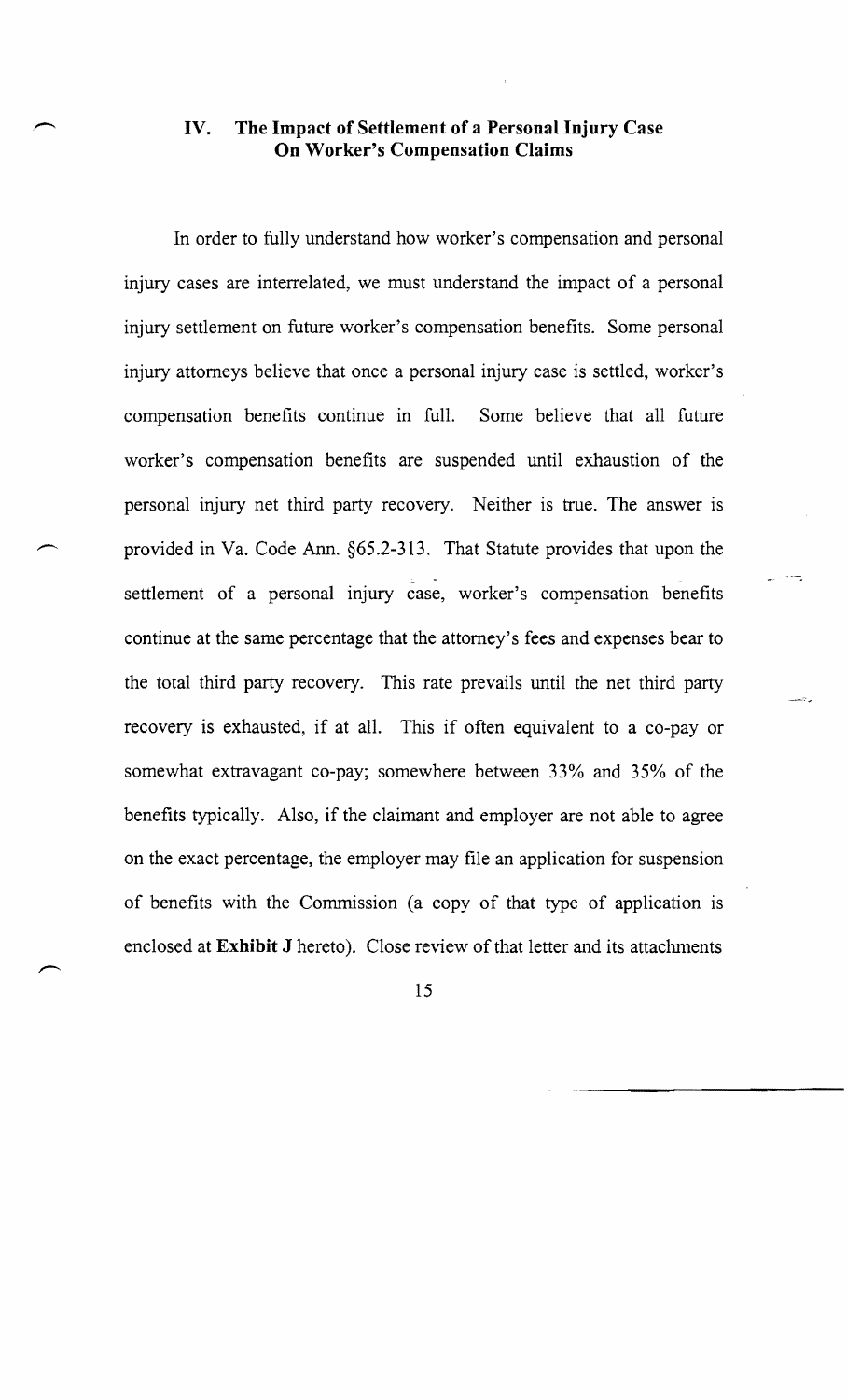## IV. The Impact of Settlement of a Personal Injury Case On Worker's Compensation Claims

In order to fully understand how worker's compensation and personal injury cases are interrelated, we must understand the impact of a personal injury settlement on future worker's compensation benefits. Some personal injury attorneys believe that once a personal injury case is settled, worker's compensation benefits continue in full. Some believe that all future worker's compensation benefits are suspended until exhaustion of the personal injury net third party recovery. Neither is true. The answer is provided in Va. Code Ann. §65.2-313. That Statute provides that upon the settlement of a personal injury case, worker's compensation benefits continue at the same percentage that the attorney's fees and expenses bear to the total third party recovery. This rate prevails until the net third party recovery is exhausted, if at all. This if often equivalent to a co-pay or somewhat extravagant co-pay; somewhere between 33% and 35% of the benefits typically. Also, if the claimant and employer are not able to agree on the exact percentage, the employer may file an application for suspension of benefits with the Commission (a copy of that type of application is enclosed at **Exhibit J** hereto). Close review of that letter and its attachments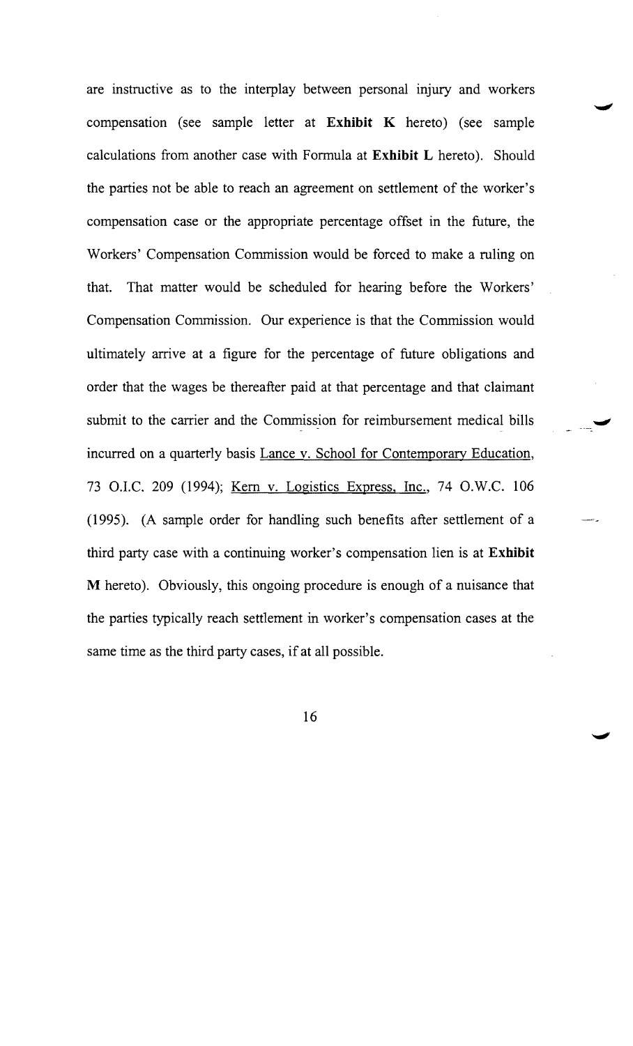are instructive as to the interplay between personal injury and workers compensation (see sample letter at **Exhibit K** hereto) (see sample calculations from another case with Formula at **Exhibit L** hereto). Should the parties not be able to reach an agreement on settlement of the worker's compensation case or the appropriate percentage offset in the future, the Workers' Compensation Commission would be forced to make a ruling on that. That matter would be scheduled for hearing before the Workers' Compensation Commission. Our experience is that the Commission would ultimately arrive at a figure for the percentage of future obligations and order that the wages be thereafter paid at that percentage and that claimant submit to the carrier and the Commission for reimbursement medical bills incurred on a quarterly basis Lance v. School for Contemporary Education, 73 O.I.C. 209 (1994); Kern v. Logistics Express, Inc., 74 O.W.C. 106 (1995). (A sample order for handling such benefits after settlement of a third party case with a continuing worker's compensation lien is at **Exhibit M** hereto). Obviously, this ongoing procedure is enough of a nuisance that the parties typically reach settlement in worker's compensation cases at the same time as the third party cases, if at all possible.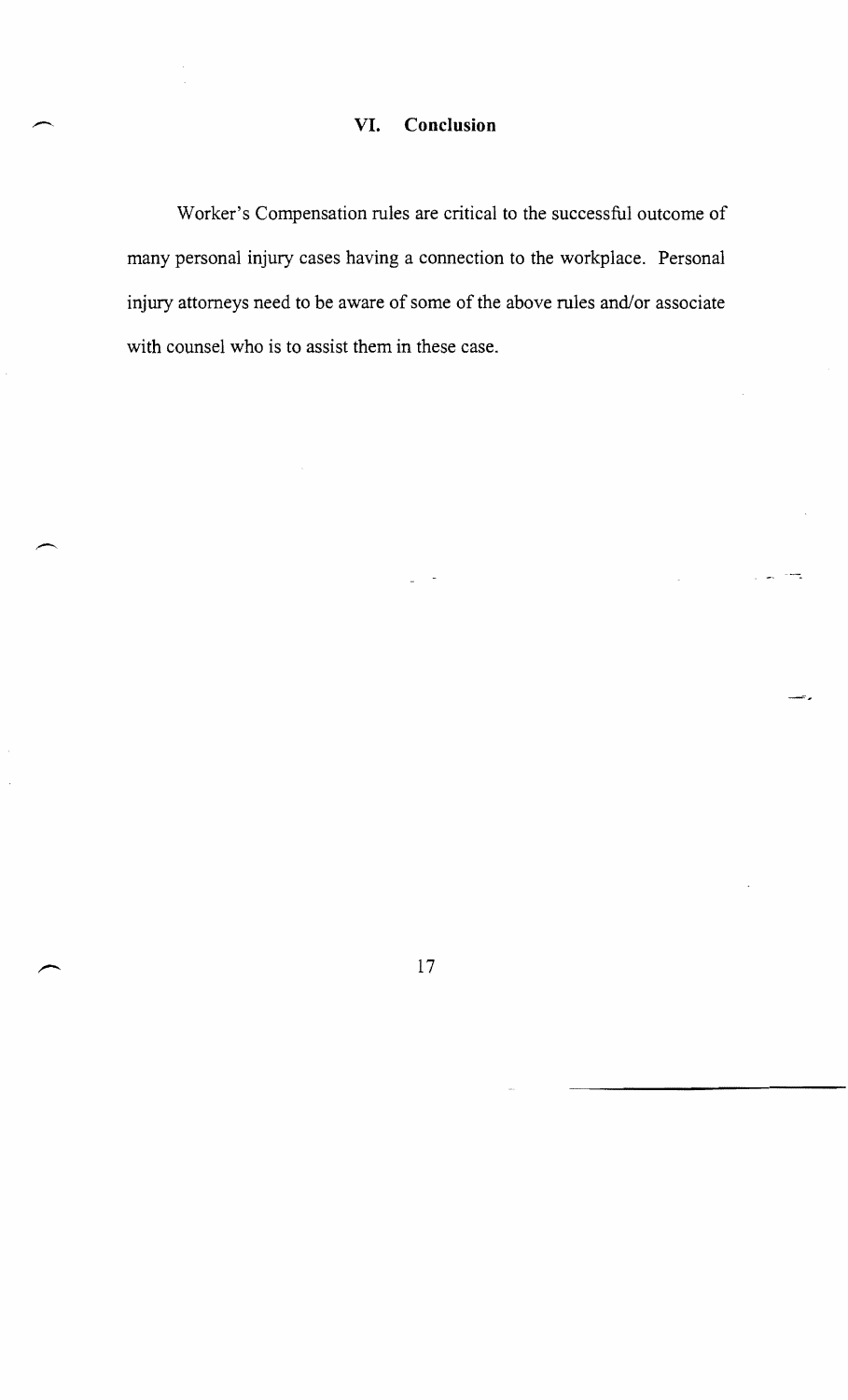## VI. Conclusion

Worker's Compensation rules are critical to the successful outcome of many personal injury cases having a connection to the workplace. Personal injury attorneys need to be aware of some of the above rules and/or associate with counsel who is to assist them in these case.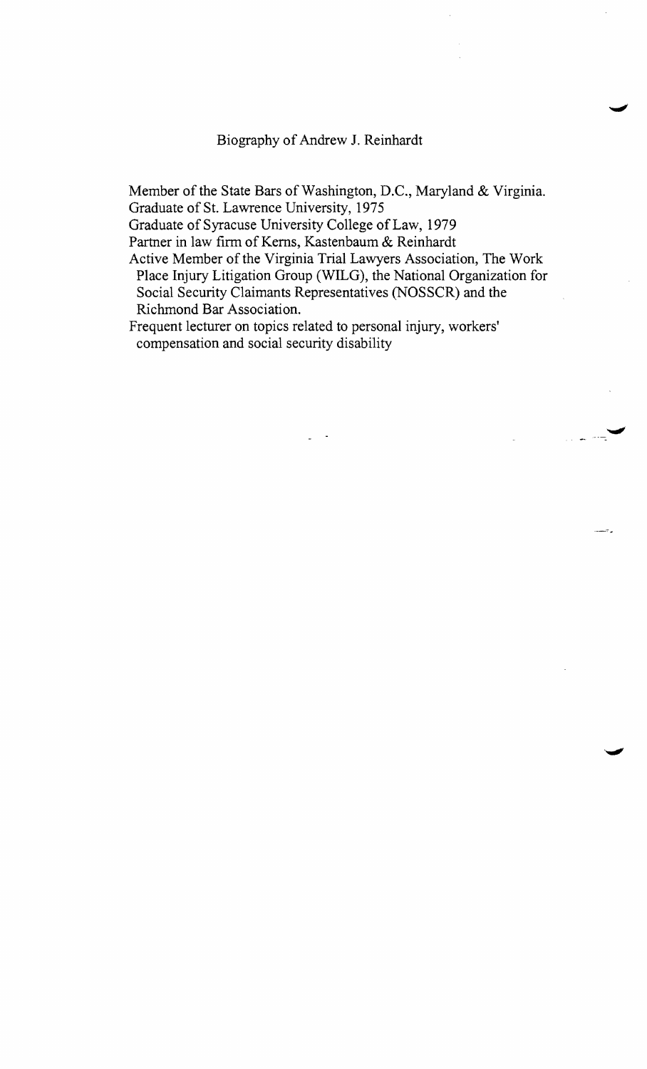# Biography of Andrew J. Reinhardt

- Member of the State Bars of Washington, D.C., Maryland & Virginia.
- Graduate of St. Lawrence University, 1975
- Graduate of Syracuse University College of Law, 1979
- Partner in law firm of Kerns, Kastenbaum & Reinhardt
- Active Member of the Virginia Trial Lawyers Association, The Work Place Injury Litigation Group (WILG), the National Organization for Social Security Claimants Representatives (NOSSCR) and the Richmond Bar Association.
- Frequent lecturer on topics related to personal injury, workers' compensation and social security disability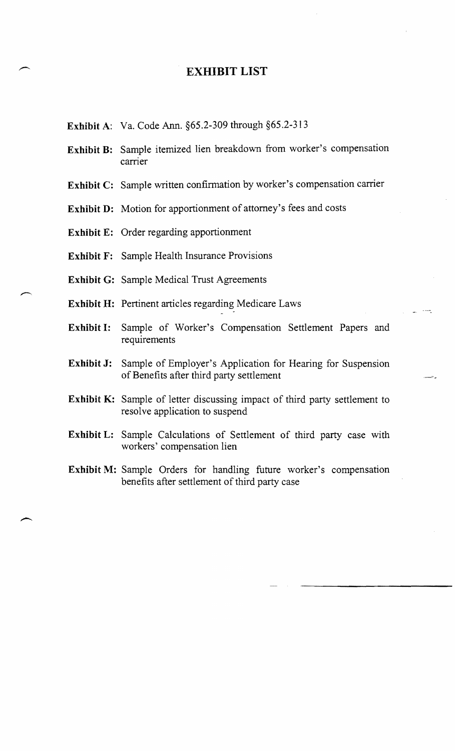# EXHIBIT LIST

**Exhibit A**: Va. Code Ann. §65.2-309 through §65.2-313

**Exhibit B:** Sample itemized lien breakdown from worker's compensation carrier

**Exhibit C:** Sample written confirmation by worker's compensation carrier

**Exhibit D:** Motion for apportionment of attorney's fees and costs

**Exhibit E:** Order regarding apportionment

**Exhibit F:** Sample Health Insurance Provisions

**Exhibit G:** Sample Medical Trust Agreements

**Exhibit H:** Pertinent articles regarding Medicare Laws

**Exhibit I:** Sample of Worker's Compensation Settlement Papers and requirements

**Exhibit J:** Sample of Employer's Application for Hearing for Suspension of Benefits after third party settlement

**Exhibit K:** Sample of letter discussing impact of third party settlement to resolve application to suspend

**Exhibit L:** Sample Calculations of Settlement of third party case with workers' compensation lien

**Exhibit M:** Sample Orders for handling future worker's compensation benefits after settlement of third party case